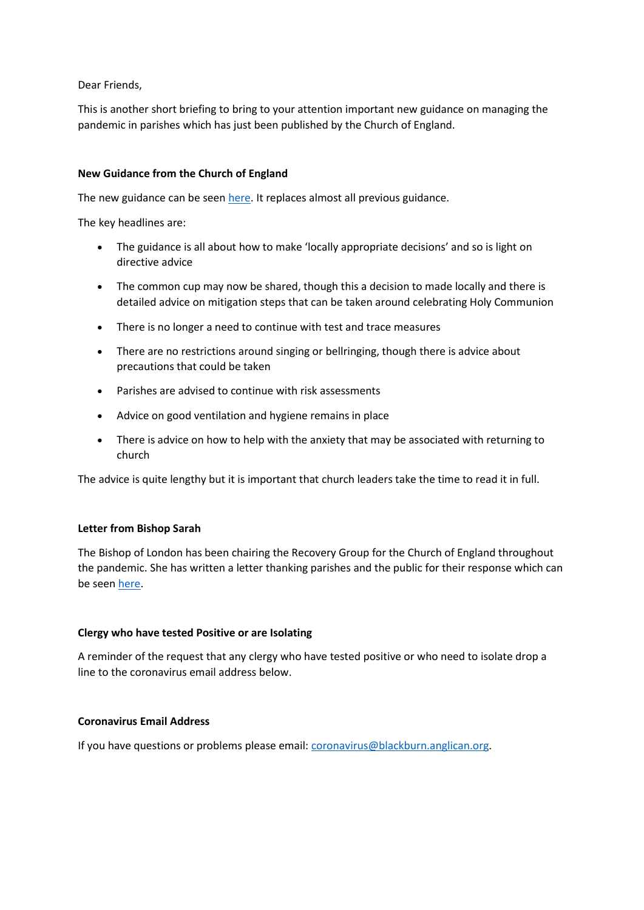Dear Friends,

This is another short briefing to bring to your attention important new guidance on managing the pandemic in parishes which has just been published by the Church of England.

**New Guidance from the Church of England**

The new guidance can be seen here. It replaces almost all previous guidance.

The key headlines are:

- The guidance is all about how to make 'locally appropriate decisions' and so is light on directive advice
- The common cup may now be shared, though this a decision to made locally and there is detailed advice on mitigation steps that can be taken around celebrating Holy Communion
- There is no longer a need to continue with test and trace measures
- There are no restrictions around singing or bellringing, though there is advice about precautions that could be taken
- Parishes are advised to continue with risk assessments
- Advice on good ventilation and hygiene remains in place
- There is advice on how to help with the anxiety that may be associated with returning to church

The advice is quite lengthy but it is important that church leaders take the time to read it in full.

**Letter from Bishop Sarah**

The Bishop of London has been chairing the Recovery Group for the Church of England throughout the pandemic. She has written a letter thanking parishes and the public for their response which can be seen here.

**Clergy who have tested Positive or are Isolating**

A reminder of the request that any clergy who have tested positive or who need to isolate drop a line to the coronavirus email address below.

**Coronavirus Email Address**

If you have questions or problems please email: coronavirus@blackburn.anglican.org.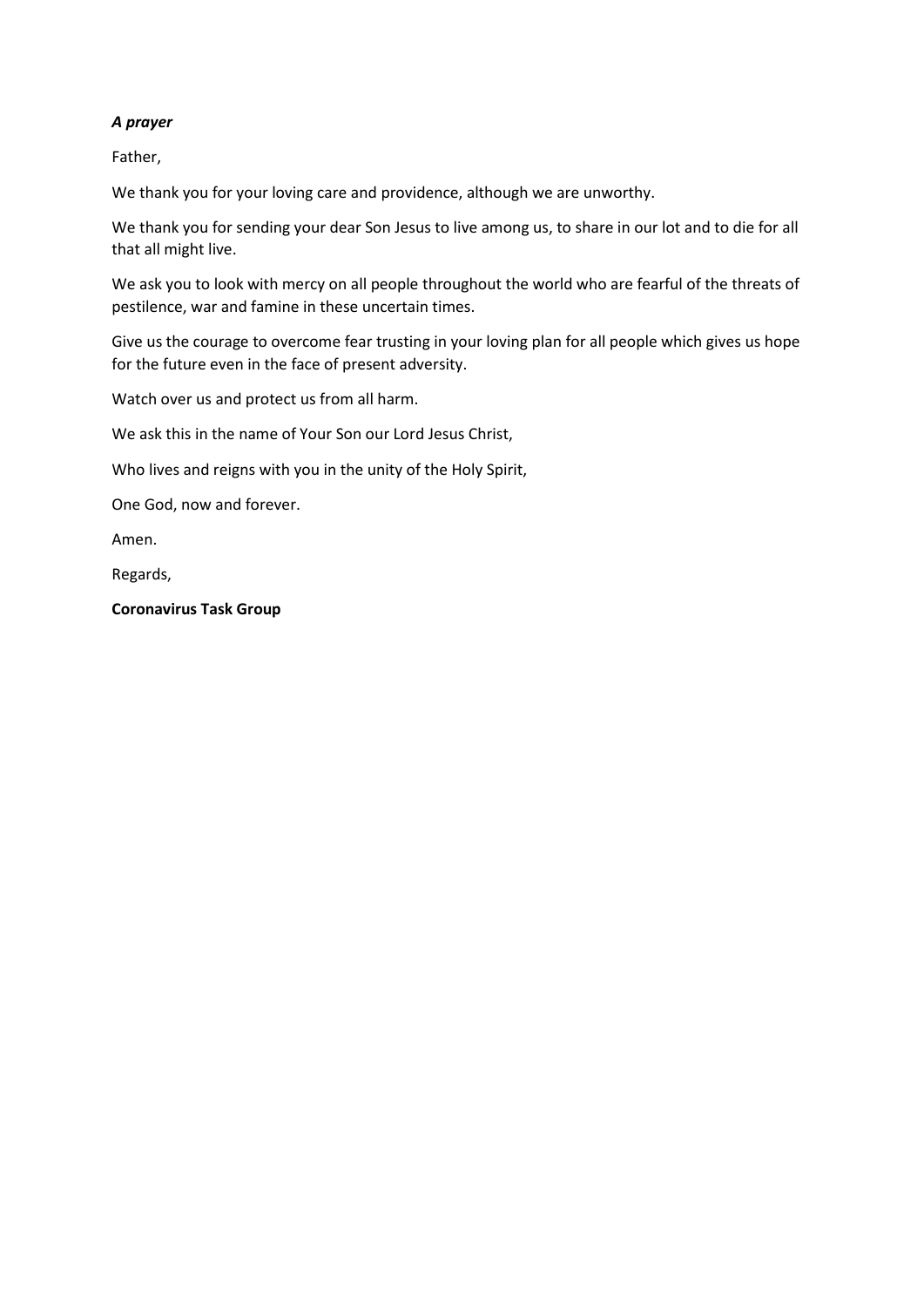***A prayer***

Father,

We thank you for your loving care and providence, although we are unworthy.

We thank you for sending your dear Son Jesus to live among us, to share in our lot and to die for all that all might live.

We ask you to look with mercy on all people throughout the world who are fearful of the threats of pestilence, war and famine in these uncertain times.

Give us the courage to overcome fear trusting in your loving plan for all people which gives us hope for the future even in the face of present adversity.

Watch over us and protect us from all harm.

We ask this in the name of Your Son our Lord Jesus Christ,

Who lives and reigns with you in the unity of the Holy Spirit,

One God, now and forever.

Amen.

Regards,

**Coronavirus Task Group**